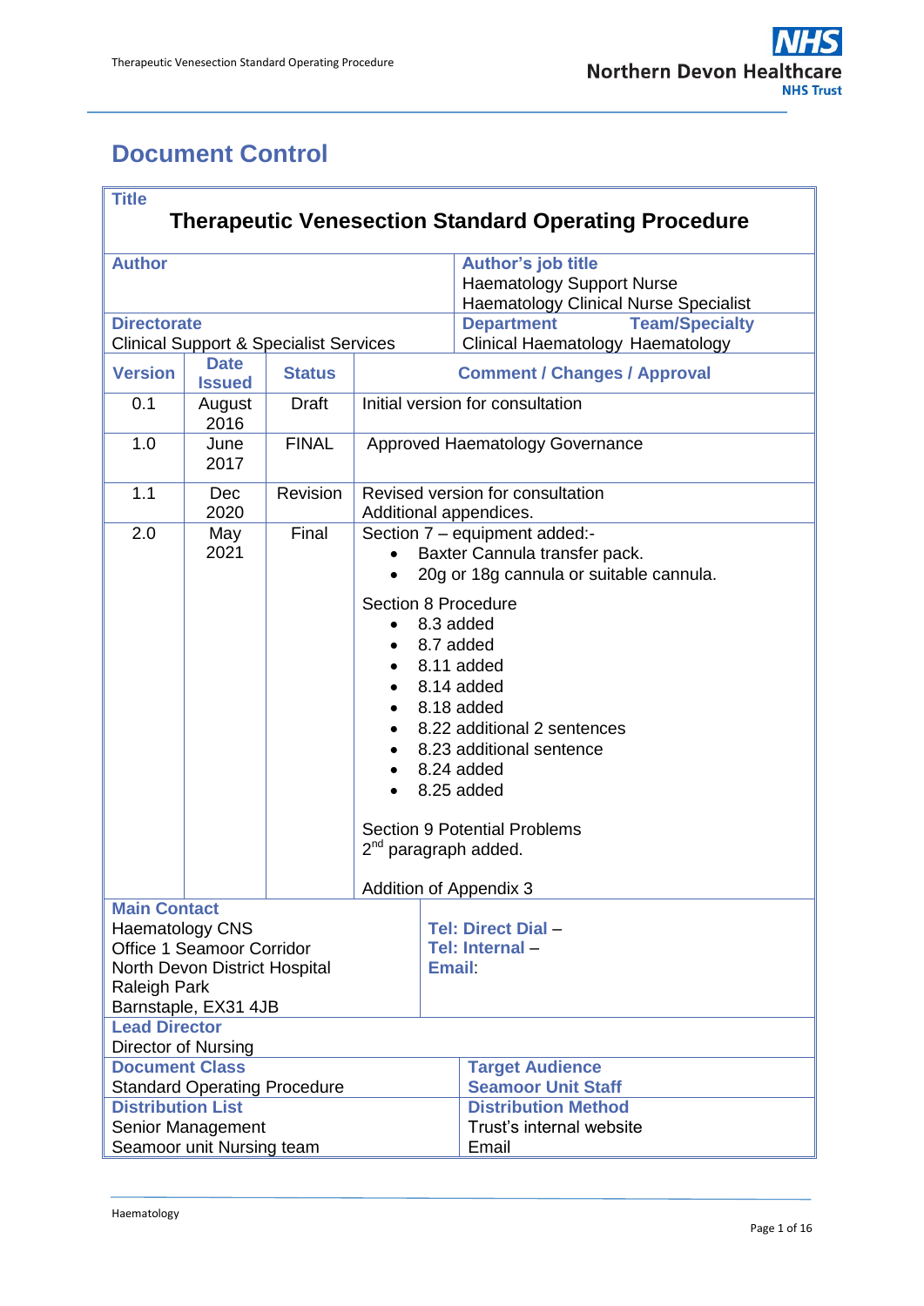# Document Control

| **Title** | | | |
|---|---|---|---|
| **Therapeutic Venesection Standard Operating Procedure** | | | |
| **Author** | | | **Author's job title**<br>Haematology Support Nurse<br>Haematology Clinical Nurse Specialist |
| **Directorate**<br>Clinical Support & Specialist Services | | | **Department** Clinical Haematology **Team/Specialty** Haematology |
| **Version** | **Date Issued** | **Status** | **Comment / Changes / Approval** |
| 0.1 | August 2016 | Draft | Initial version for consultation |
| 1.0 | June 2017 | FINAL | Approved Haematology Governance |
| 1.1 | Dec 2020 | Revision | Revised version for consultation<br>Additional appendices. |
| 2.0 | May 2021 | Final | Section 7 – equipment added:-<br>• Baxter Cannula transfer pack.<br>• 20g or 18g cannula or suitable cannula.<br><br>Section 8 Procedure<br>• 8.3 added<br>• 8.7 added<br>• 8.11 added<br>• 8.14 added<br>• 8.18 added<br>• 8.22 additional 2 sentences<br>• 8.23 additional sentence<br>• 8.24 added<br>• 8.25 added<br><br>Section 9 Potential Problems<br>2nd paragraph added.<br><br>Addition of Appendix 3 |
| **Main Contact**<br>Haematology CNS<br>Office 1 Seamoor Corridor<br>North Devon District Hospital<br>Raleigh Park<br>Barnstaple, EX31 4JB | | | **Tel: Direct Dial** –<br>**Tel: Internal** –<br>**Email**: |
| **Lead Director**<br>Director of Nursing | | | |
| **Document Class**<br>Standard Operating Procedure | | | **Target Audience**<br>**Seamoor Unit Staff** |
| **Distribution List**<br>Senior Management<br>Seamoor unit Nursing team | | | **Distribution Method**<br>Trust's internal website<br>Email |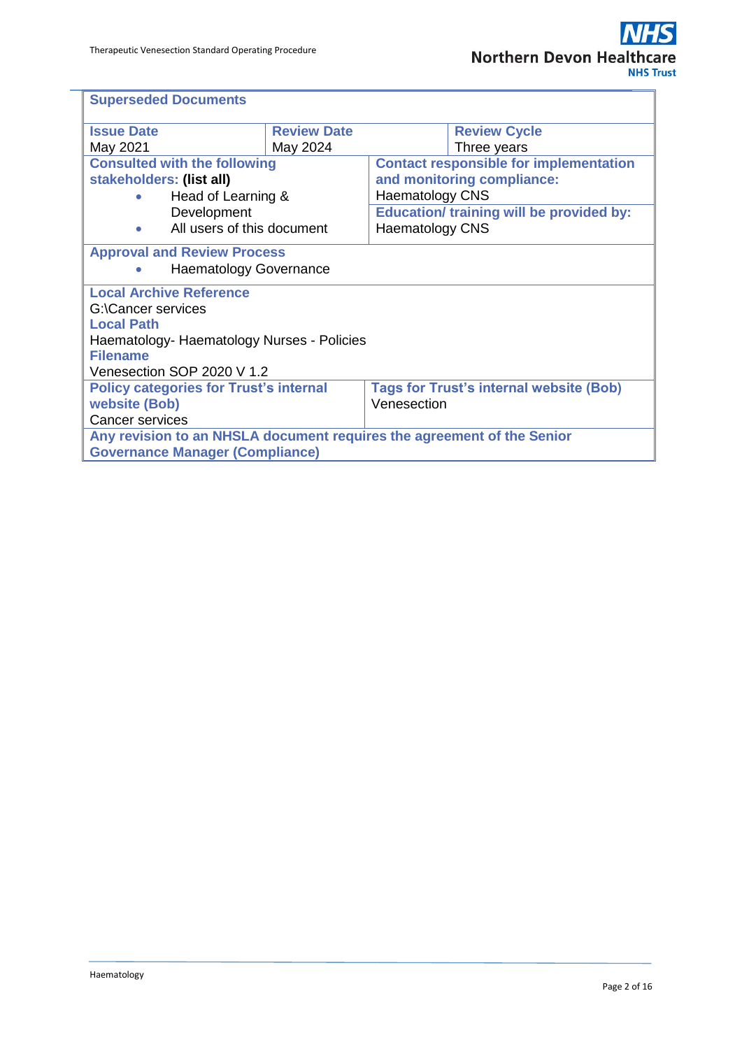| **Superseded Documents** | | | |
|---|---|---|---|
| **Issue Date**<br>May 2021 | **Review Date**<br>May 2024 | | **Review Cycle**<br>Three years |
| **Consulted with the following stakeholders: (list all)**<br>• Head of Learning & Development<br>• All users of this document | | **Contact responsible for implementation and monitoring compliance:**<br>Haematology CNS<br>**Education/ training will be provided by:**<br>Haematology CNS | |
| **Approval and Review Process**<br>• Haematology Governance | | | |
| **Local Archive Reference**<br>G:\Cancer services<br>**Local Path**<br>Haematology- Haematology Nurses - Policies<br>**Filename**<br>Venesection SOP 2020 V 1.2 | | | |
| **Policy categories for Trust's internal website (Bob)**<br>Cancer services | | **Tags for Trust's internal website (Bob)**<br>Venesection | |
| **Any revision to an NHSLA document requires the agreement of the Senior Governance Manager (Compliance)** | | | |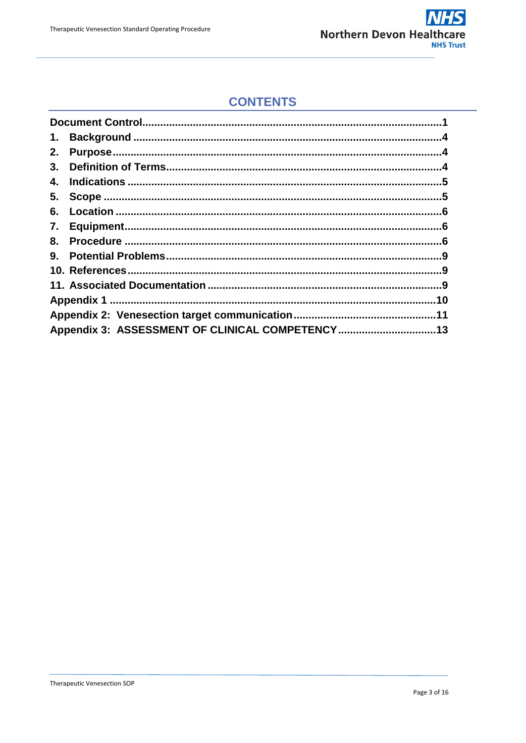# CONTENTS

| | |
|---|---|
| **Document Control** | **1** |
| **1. Background** | **4** |
| **2. Purpose** | **4** |
| **3. Definition of Terms** | **4** |
| **4. Indications** | **5** |
| **5. Scope** | **5** |
| **6. Location** | **6** |
| **7. Equipment** | **6** |
| **8. Procedure** | **6** |
| **9. Potential Problems** | **9** |
| **10. References** | **9** |
| **11. Associated Documentation** | **9** |
| **Appendix 1** | **10** |
| **Appendix 2: Venesection target communication** | **11** |
| **Appendix 3: ASSESSMENT OF CLINICAL COMPETENCY** | **13** |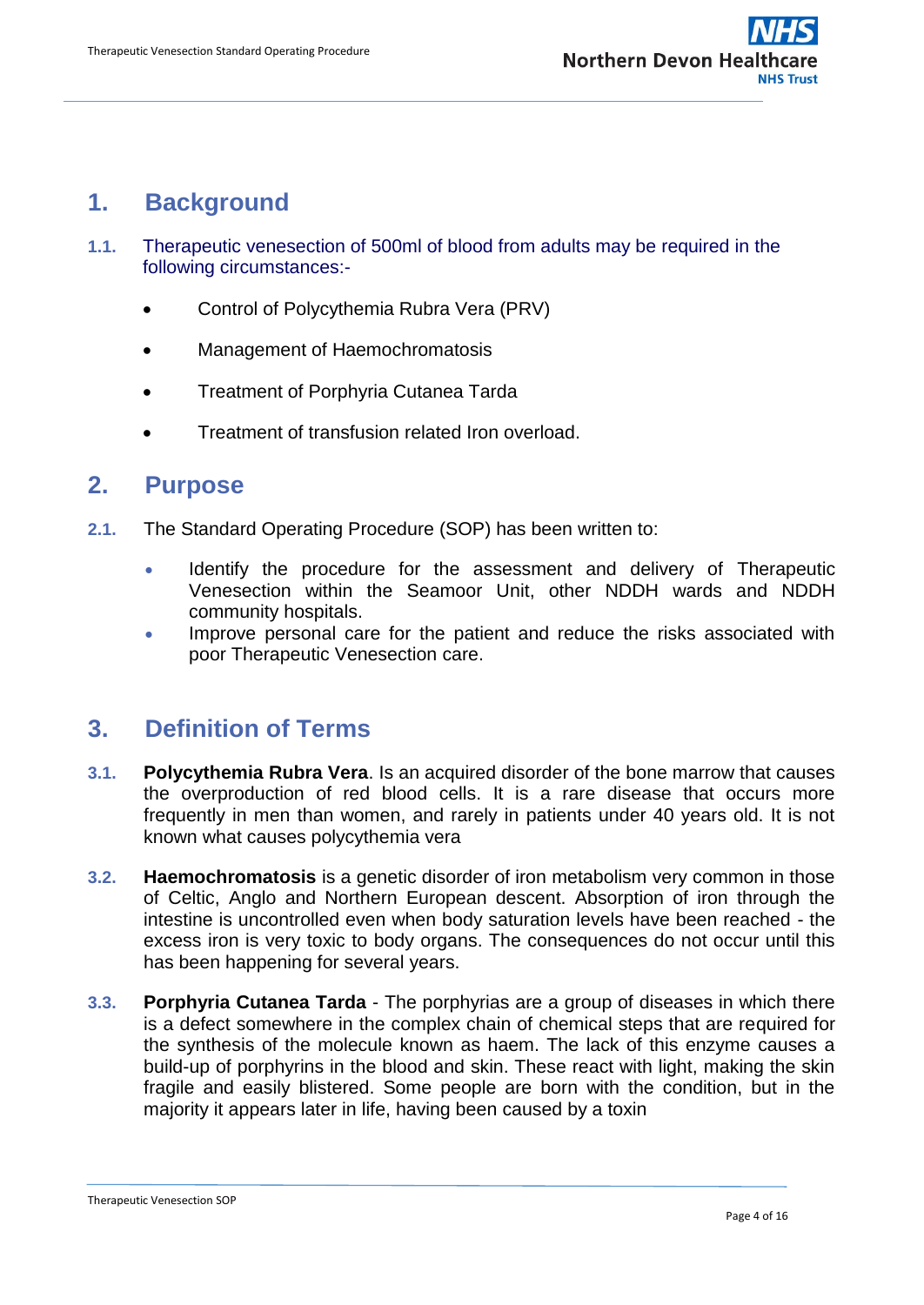## 1. Background

**1.1.** Therapeutic venesection of 500ml of blood from adults may be required in the following circumstances:-

- Control of Polycythemia Rubra Vera (PRV)
- Management of Haemochromatosis
- Treatment of Porphyria Cutanea Tarda
- Treatment of transfusion related Iron overload.

## 2. Purpose

**2.1.** The Standard Operating Procedure (SOP) has been written to:

- Identify the procedure for the assessment and delivery of Therapeutic Venesection within the Seamoor Unit, other NDDH wards and NDDH community hospitals.
- Improve personal care for the patient and reduce the risks associated with poor Therapeutic Venesection care.

## 3. Definition of Terms

**3.1.** **Polycythemia Rubra Vera**. Is an acquired disorder of the bone marrow that causes the overproduction of red blood cells. It is a rare disease that occurs more frequently in men than women, and rarely in patients under 40 years old. It is not known what causes polycythemia vera

**3.2.** **Haemochromatosis** is a genetic disorder of iron metabolism very common in those of Celtic, Anglo and Northern European descent. Absorption of iron through the intestine is uncontrolled even when body saturation levels have been reached - the excess iron is very toxic to body organs. The consequences do not occur until this has been happening for several years.

**3.3.** **Porphyria Cutanea Tarda** - The porphyrias are a group of diseases in which there is a defect somewhere in the complex chain of chemical steps that are required for the synthesis of the molecule known as haem. The lack of this enzyme causes a build-up of porphyrins in the blood and skin. These react with light, making the skin fragile and easily blistered. Some people are born with the condition, but in the majority it appears later in life, having been caused by a toxin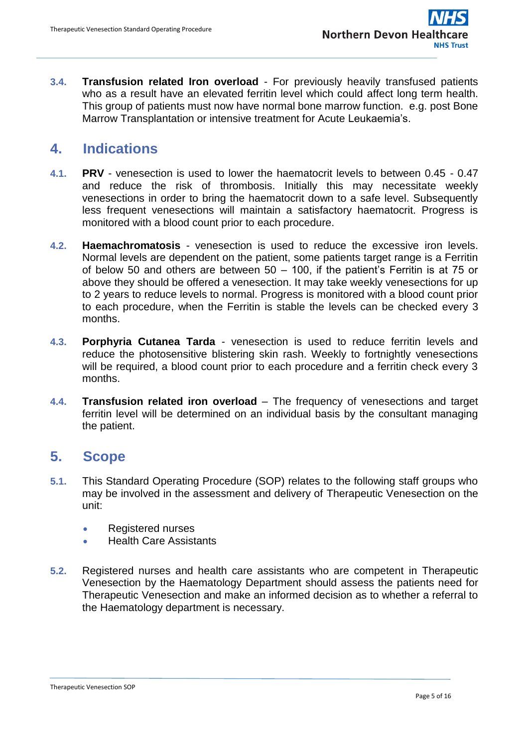**3.4.** **Transfusion related Iron overload** - For previously heavily transfused patients who as a result have an elevated ferritin level which could affect long term health. This group of patients must now have normal bone marrow function. e.g. post Bone Marrow Transplantation or intensive treatment for Acute Leukaemia's.

## 4. Indications

**4.1.** **PRV** - venesection is used to lower the haematocrit levels to between 0.45 - 0.47 and reduce the risk of thrombosis. Initially this may necessitate weekly venesections in order to bring the haematocrit down to a safe level. Subsequently less frequent venesections will maintain a satisfactory haematocrit. Progress is monitored with a blood count prior to each procedure.

**4.2.** **Haemachromatosis** - venesection is used to reduce the excessive iron levels. Normal levels are dependent on the patient, some patients target range is a Ferritin of below 50 and others are between 50 – 100, if the patient's Ferritin is at 75 or above they should be offered a venesection. It may take weekly venesections for up to 2 years to reduce levels to normal. Progress is monitored with a blood count prior to each procedure, when the Ferritin is stable the levels can be checked every 3 months.

**4.3.** **Porphyria Cutanea Tarda** - venesection is used to reduce ferritin levels and reduce the photosensitive blistering skin rash. Weekly to fortnightly venesections will be required, a blood count prior to each procedure and a ferritin check every 3 months.

**4.4.** **Transfusion related iron overload** – The frequency of venesections and target ferritin level will be determined on an individual basis by the consultant managing the patient.

## 5. Scope

**5.1.** This Standard Operating Procedure (SOP) relates to the following staff groups who may be involved in the assessment and delivery of Therapeutic Venesection on the unit:

- Registered nurses
- Health Care Assistants

**5.2.** Registered nurses and health care assistants who are competent in Therapeutic Venesection by the Haematology Department should assess the patients need for Therapeutic Venesection and make an informed decision as to whether a referral to the Haematology department is necessary.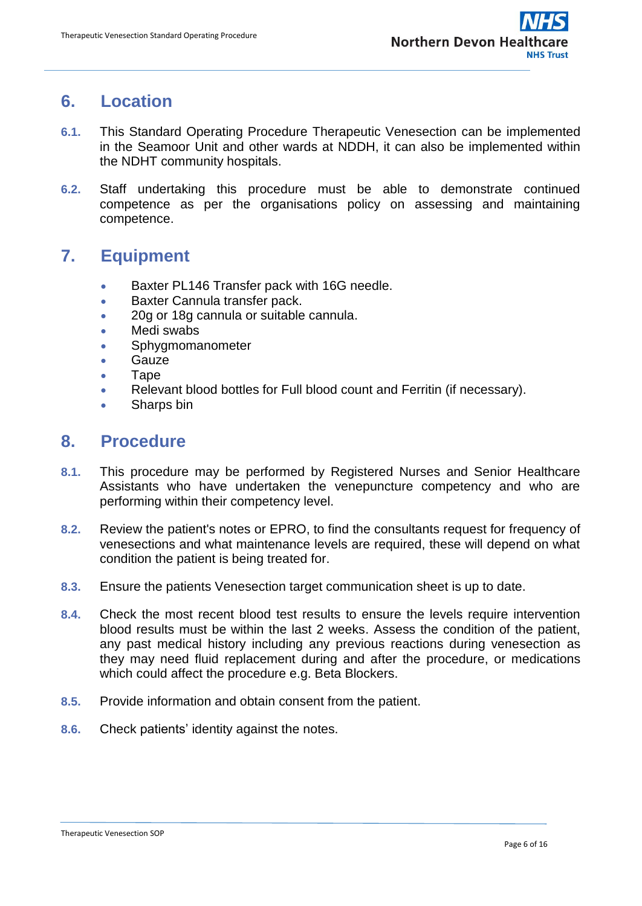## 6. Location

**6.1.** This Standard Operating Procedure Therapeutic Venesection can be implemented in the Seamoor Unit and other wards at NDDH, it can also be implemented within the NDHT community hospitals.

**6.2.** Staff undertaking this procedure must be able to demonstrate continued competence as per the organisations policy on assessing and maintaining competence.

## 7. Equipment

- Baxter PL146 Transfer pack with 16G needle.
- Baxter Cannula transfer pack.
- 20g or 18g cannula or suitable cannula.
- Medi swabs
- Sphygmomanometer
- Gauze
- Tape
- Relevant blood bottles for Full blood count and Ferritin (if necessary).
- Sharps bin

## 8. Procedure

**8.1.** This procedure may be performed by Registered Nurses and Senior Healthcare Assistants who have undertaken the venepuncture competency and who are performing within their competency level.

**8.2.** Review the patient's notes or EPRO, to find the consultants request for frequency of venesections and what maintenance levels are required, these will depend on what condition the patient is being treated for.

**8.3.** Ensure the patients Venesection target communication sheet is up to date.

**8.4.** Check the most recent blood test results to ensure the levels require intervention blood results must be within the last 2 weeks. Assess the condition of the patient, any past medical history including any previous reactions during venesection as they may need fluid replacement during and after the procedure, or medications which could affect the procedure e.g. Beta Blockers.

**8.5.** Provide information and obtain consent from the patient.

**8.6.** Check patients' identity against the notes.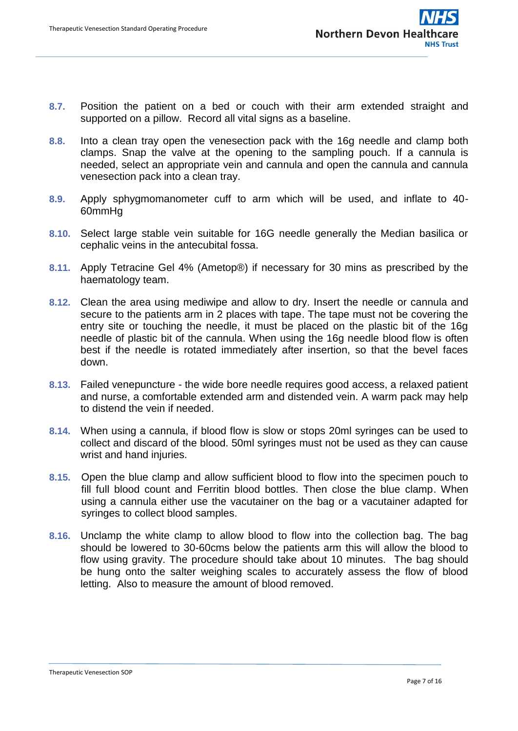**8.7.** Position the patient on a bed or couch with their arm extended straight and supported on a pillow. Record all vital signs as a baseline.

**8.8.** Into a clean tray open the venesection pack with the 16g needle and clamp both clamps. Snap the valve at the opening to the sampling pouch. If a cannula is needed, select an appropriate vein and cannula and open the cannula and cannula venesection pack into a clean tray.

**8.9.** Apply sphygmomanometer cuff to arm which will be used, and inflate to 40-60mmHg

**8.10.** Select large stable vein suitable for 16G needle generally the Median basilica or cephalic veins in the antecubital fossa.

**8.11.** Apply Tetracine Gel 4% (Ametop®) if necessary for 30 mins as prescribed by the haematology team.

**8.12.** Clean the area using mediwipe and allow to dry. Insert the needle or cannula and secure to the patients arm in 2 places with tape. The tape must not be covering the entry site or touching the needle, it must be placed on the plastic bit of the 16g needle of plastic bit of the cannula. When using the 16g needle blood flow is often best if the needle is rotated immediately after insertion, so that the bevel faces down.

**8.13.** Failed venepuncture - the wide bore needle requires good access, a relaxed patient and nurse, a comfortable extended arm and distended vein. A warm pack may help to distend the vein if needed.

**8.14.** When using a cannula, if blood flow is slow or stops 20ml syringes can be used to collect and discard of the blood. 50ml syringes must not be used as they can cause wrist and hand injuries.

**8.15.** Open the blue clamp and allow sufficient blood to flow into the specimen pouch to fill full blood count and Ferritin blood bottles. Then close the blue clamp. When using a cannula either use the vacutainer on the bag or a vacutainer adapted for syringes to collect blood samples.

**8.16.** Unclamp the white clamp to allow blood to flow into the collection bag. The bag should be lowered to 30-60cms below the patients arm this will allow the blood to flow using gravity. The procedure should take about 10 minutes. The bag should be hung onto the salter weighing scales to accurately assess the flow of blood letting. Also to measure the amount of blood removed.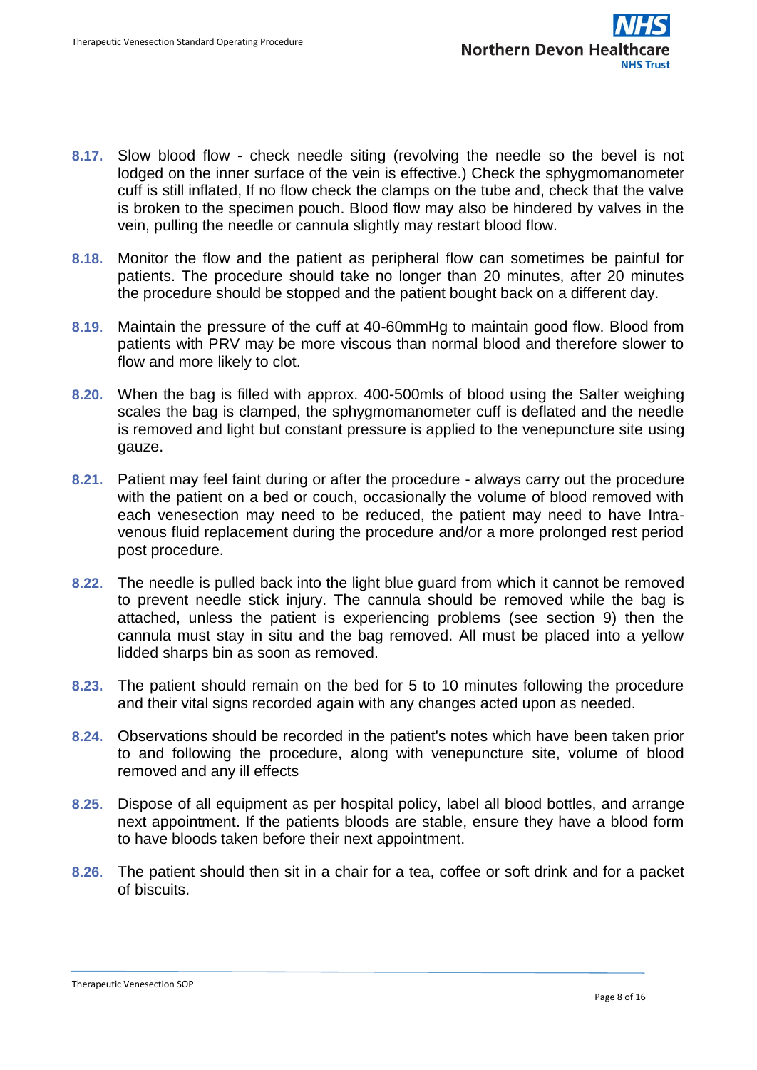**8.17.** Slow blood flow - check needle siting (revolving the needle so the bevel is not lodged on the inner surface of the vein is effective.) Check the sphygmomanometer cuff is still inflated, If no flow check the clamps on the tube and, check that the valve is broken to the specimen pouch. Blood flow may also be hindered by valves in the vein, pulling the needle or cannula slightly may restart blood flow.

**8.18.** Monitor the flow and the patient as peripheral flow can sometimes be painful for patients. The procedure should take no longer than 20 minutes, after 20 minutes the procedure should be stopped and the patient bought back on a different day.

**8.19.** Maintain the pressure of the cuff at 40-60mmHg to maintain good flow. Blood from patients with PRV may be more viscous than normal blood and therefore slower to flow and more likely to clot.

**8.20.** When the bag is filled with approx. 400-500mls of blood using the Salter weighing scales the bag is clamped, the sphygmomanometer cuff is deflated and the needle is removed and light but constant pressure is applied to the venepuncture site using gauze.

**8.21.** Patient may feel faint during or after the procedure - always carry out the procedure with the patient on a bed or couch, occasionally the volume of blood removed with each venesection may need to be reduced, the patient may need to have Intra-venous fluid replacement during the procedure and/or a more prolonged rest period post procedure.

**8.22.** The needle is pulled back into the light blue guard from which it cannot be removed to prevent needle stick injury. The cannula should be removed while the bag is attached, unless the patient is experiencing problems (see section 9) then the cannula must stay in situ and the bag removed. All must be placed into a yellow lidded sharps bin as soon as removed.

**8.23.** The patient should remain on the bed for 5 to 10 minutes following the procedure and their vital signs recorded again with any changes acted upon as needed.

**8.24.** Observations should be recorded in the patient's notes which have been taken prior to and following the procedure, along with venepuncture site, volume of blood removed and any ill effects

**8.25.** Dispose of all equipment as per hospital policy, label all blood bottles, and arrange next appointment. If the patients bloods are stable, ensure they have a blood form to have bloods taken before their next appointment.

**8.26.** The patient should then sit in a chair for a tea, coffee or soft drink and for a packet of biscuits.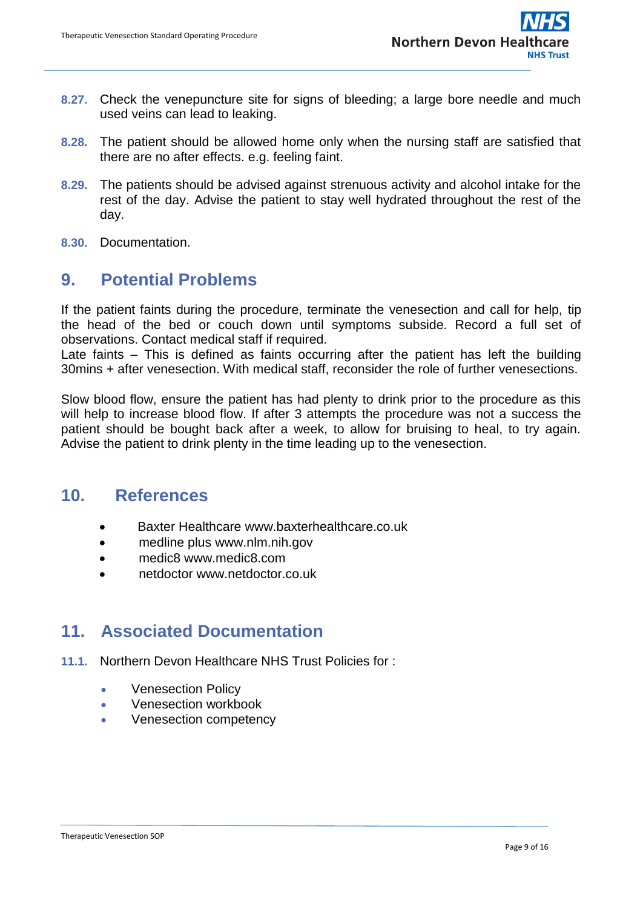**8.27.** Check the venepuncture site for signs of bleeding; a large bore needle and much used veins can lead to leaking.

**8.28.** The patient should be allowed home only when the nursing staff are satisfied that there are no after effects. e.g. feeling faint.

**8.29.** The patients should be advised against strenuous activity and alcohol intake for the rest of the day. Advise the patient to stay well hydrated throughout the rest of the day.

**8.30.** Documentation.

## 9. Potential Problems

If the patient faints during the procedure, terminate the venesection and call for help, tip the head of the bed or couch down until symptoms subside. Record a full set of observations. Contact medical staff if required.
Late faints – This is defined as faints occurring after the patient has left the building 30mins + after venesection. With medical staff, reconsider the role of further venesections.

Slow blood flow, ensure the patient has had plenty to drink prior to the procedure as this will help to increase blood flow. If after 3 attempts the procedure was not a success the patient should be bought back after a week, to allow for bruising to heal, to try again. Advise the patient to drink plenty in the time leading up to the venesection.

## 10. References

- Baxter Healthcare www.baxterhealthcare.co.uk
- medline plus www.nlm.nih.gov
- medic8 www.medic8.com
- netdoctor www.netdoctor.co.uk

## 11. Associated Documentation

**11.1.** Northern Devon Healthcare NHS Trust Policies for :

- Venesection Policy
- Venesection workbook
- Venesection competency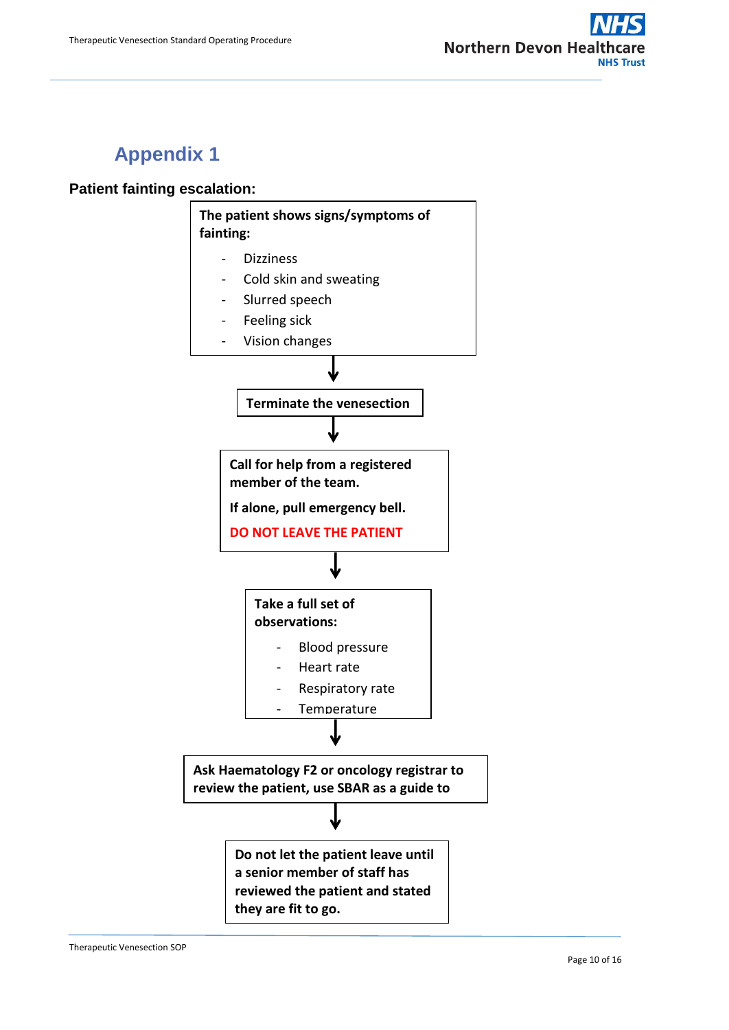# Appendix 1

**Patient fainting escalation:**

**The patient shows signs/symptoms of fainting:**

- Dizziness
- Cold skin and sweating
- Slurred speech
- Feeling sick
- Vision changes

↓

**Terminate the venesection**

↓

**Call for help from a registered member of the team.**

**If alone, pull emergency bell.**

**DO NOT LEAVE THE PATIENT**

↓

**Take a full set of observations:**

- Blood pressure
- Heart rate
- Respiratory rate
- Temperature

↓

**Ask Haematology F2 or oncology registrar to review the patient, use SBAR as a guide to**

↓

**Do not let the patient leave until a senior member of staff has reviewed the patient and stated they are fit to go.**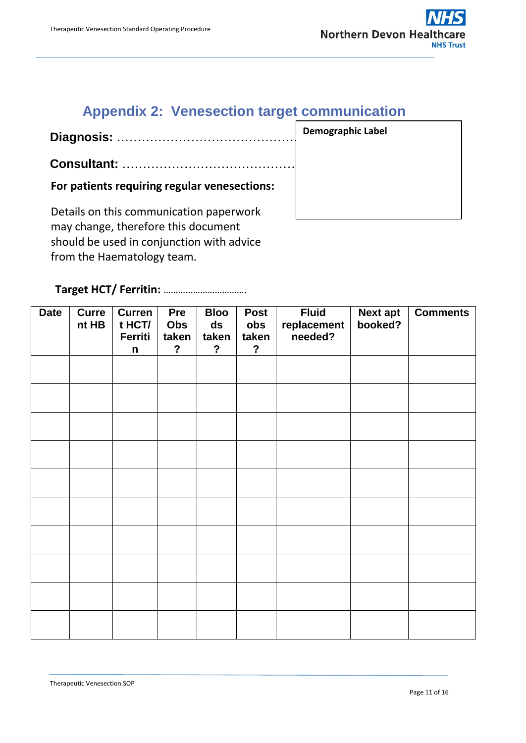## Appendix 2: Venesection target communication

**Diagnosis:** ……………………………………

**Consultant:** ……………………………………

**Demographic Label**

**For patients requiring regular venesections:**

Details on this communication paperwork may change, therefore this document should be used in conjunction with advice from the Haematology team.

**Target HCT/ Ferritin:** ……………………………

| Date | Current HB | Current HCT/ Ferritin | Pre Obs taken? | Bloods taken? | Post obs taken? | Fluid replacement needed? | Next apt booked? | Comments |
|---|---|---|---|---|---|---|---|---|
| | | | | | | | | |
| | | | | | | | | |
| | | | | | | | | |
| | | | | | | | | |
| | | | | | | | | |
| | | | | | | | | |
| | | | | | | | | |
| | | | | | | | | |
| | | | | | | | | |
| | | | | | | | | |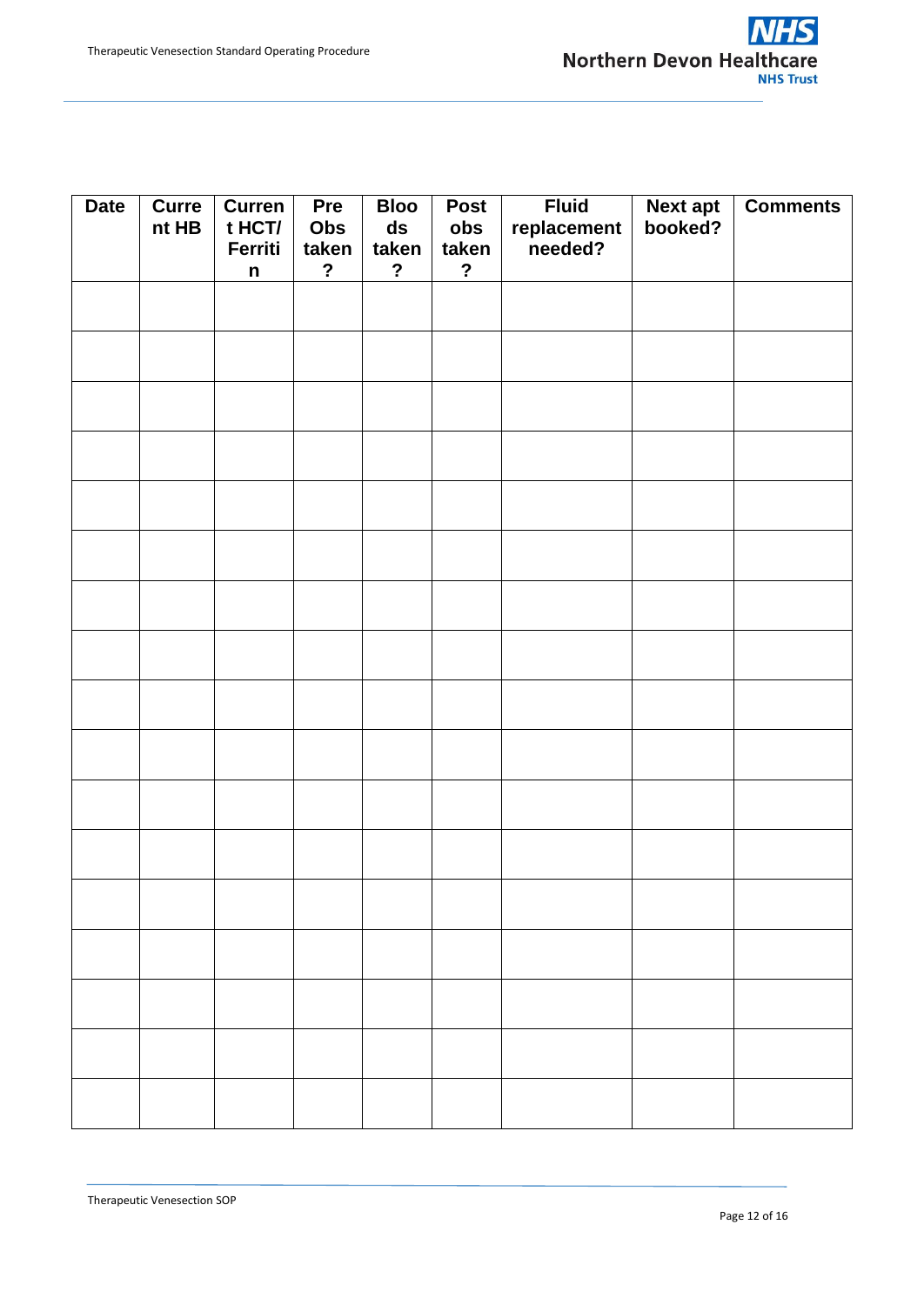| Date | Current HB | Current HCT/ Ferritin | Pre Obs taken? | Bloods taken? | Post obs taken? | Fluid replacement needed? | Next apt booked? | Comments |
|---|---|---|---|---|---|---|---|---|
| | | | | | | | | |
| | | | | | | | | |
| | | | | | | | | |
| | | | | | | | | |
| | | | | | | | | |
| | | | | | | | | |
| | | | | | | | | |
| | | | | | | | | |
| | | | | | | | | |
| | | | | | | | | |
| | | | | | | | | |
| | | | | | | | | |
| | | | | | | | | |
| | | | | | | | | |
| | | | | | | | | |
| | | | | | | | | |
| | | | | | | | | |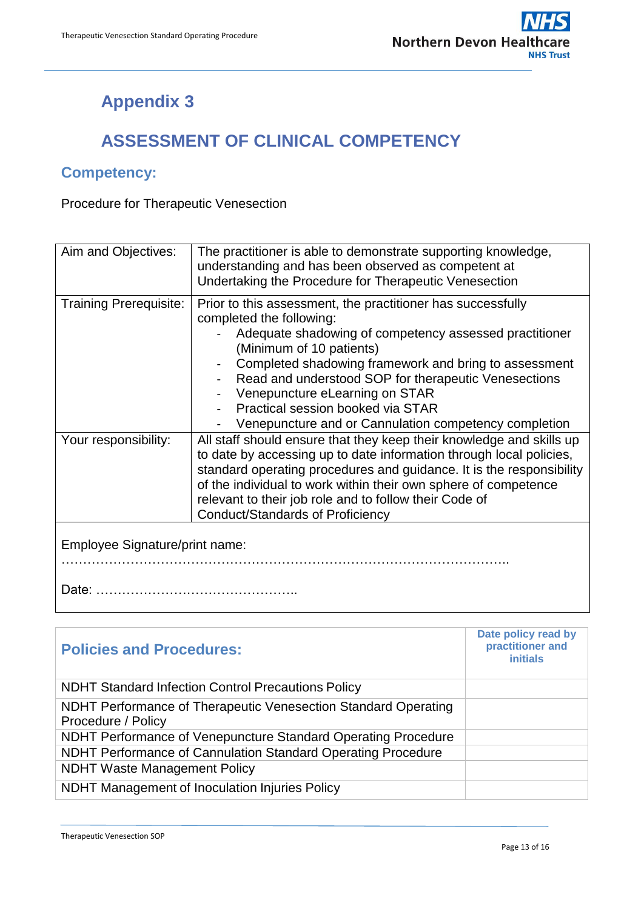# Appendix 3

## ASSESSMENT OF CLINICAL COMPETENCY

### Competency:

Procedure for Therapeutic Venesection

| Aim and Objectives: | The practitioner is able to demonstrate supporting knowledge, understanding and has been observed as competent at Undertaking the Procedure for Therapeutic Venesection |
|---|---|
| Training Prerequisite: | Prior to this assessment, the practitioner has successfully completed the following:<br>- Adequate shadowing of competency assessed practitioner (Minimum of 10 patients)<br>- Completed shadowing framework and bring to assessment<br>- Read and understood SOP for therapeutic Venesections<br>- Venepuncture eLearning on STAR<br>- Practical session booked via STAR<br>- Venepuncture and or Cannulation competency completion |
| Your responsibility: | All staff should ensure that they keep their knowledge and skills up to date by accessing up to date information through local policies, standard operating procedures and guidance. It is the responsibility of the individual to work within their own sphere of competence relevant to their job role and to follow their Code of Conduct/Standards of Proficiency |

Employee Signature/print name:

………………………………………………………………………………………..

Date: ………………………………………..

| Policies and Procedures: | Date policy read by practitioner and initials |
|---|---|
| NDHT Standard Infection Control Precautions Policy | |
| NDHT Performance of Therapeutic Venesection Standard Operating Procedure / Policy | |
| NDHT Performance of Venepuncture Standard Operating Procedure | |
| NDHT Performance of Cannulation Standard Operating Procedure | |
| NDHT Waste Management Policy | |
| NDHT Management of Inoculation Injuries Policy | |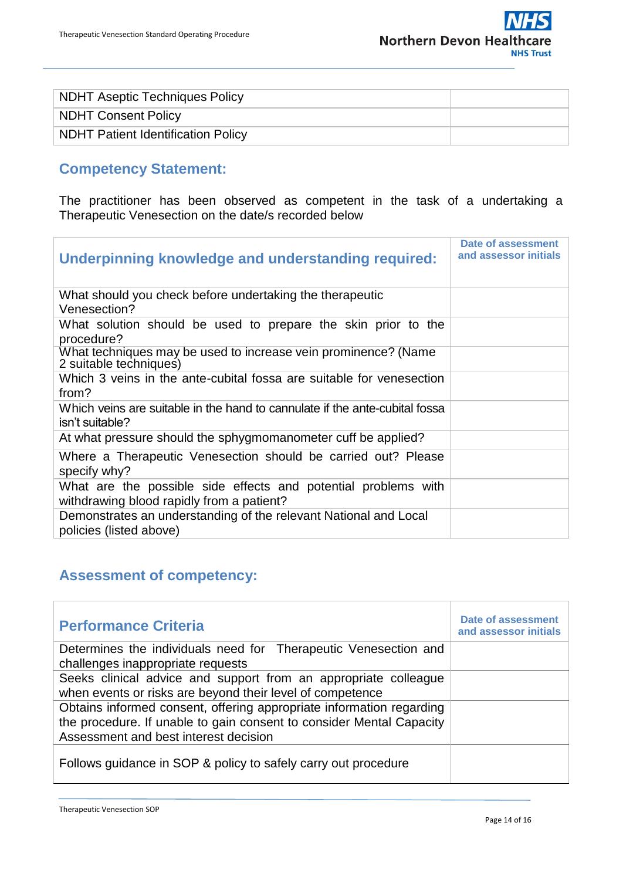| | |
|---|---|
| NDHT Aseptic Techniques Policy | |
| NDHT Consent Policy | |
| NDHT Patient Identification Policy | |

## Competency Statement:

The practitioner has been observed as competent in the task of a undertaking a Therapeutic Venesection on the date/s recorded below

| Underpinning knowledge and understanding required: | Date of assessment and assessor initials |
|---|---|
| What should you check before undertaking the therapeutic Venesection? | |
| What solution should be used to prepare the skin prior to the procedure? | |
| What techniques may be used to increase vein prominence? (Name 2 suitable techniques) | |
| Which 3 veins in the ante-cubital fossa are suitable for venesection from? | |
| Which veins are suitable in the hand to cannulate if the ante-cubital fossa isn't suitable? | |
| At what pressure should the sphygmomanometer cuff be applied? | |
| Where a Therapeutic Venesection should be carried out? Please specify why? | |
| What are the possible side effects and potential problems with withdrawing blood rapidly from a patient? | |
| Demonstrates an understanding of the relevant National and Local policies (listed above) | |

## Assessment of competency:

| Performance Criteria | Date of assessment and assessor initials |
|---|---|
| Determines the individuals need for Therapeutic Venesection and challenges inappropriate requests | |
| Seeks clinical advice and support from an appropriate colleague when events or risks are beyond their level of competence | |
| Obtains informed consent, offering appropriate information regarding the procedure. If unable to gain consent to consider Mental Capacity Assessment and best interest decision | |
| Follows guidance in SOP & policy to safely carry out procedure | |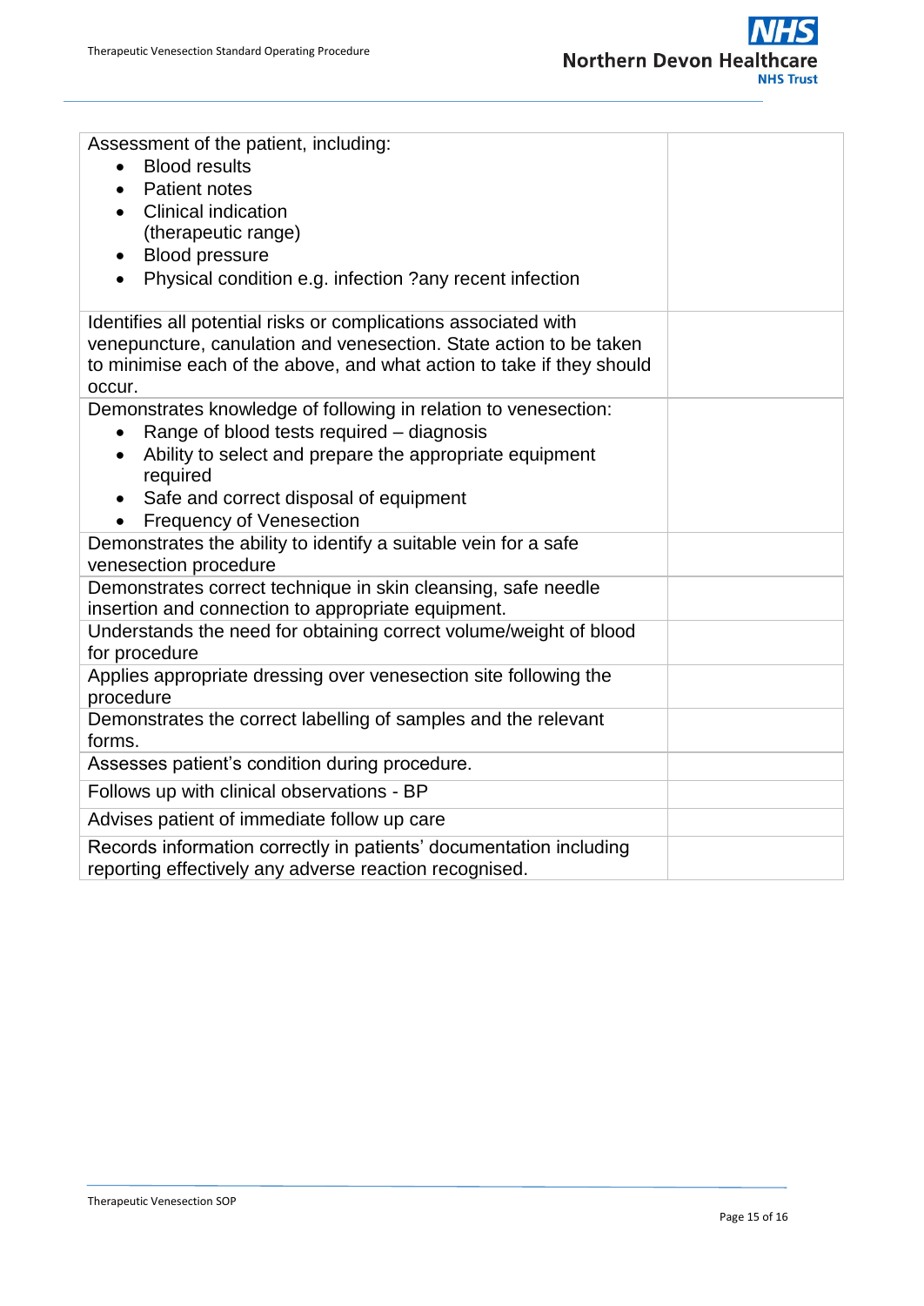| | |
|---|---|
| Assessment of the patient, including:<br>• Blood results<br>• Patient notes<br>• Clinical indication (therapeutic range)<br>• Blood pressure<br>• Physical condition e.g. infection ?any recent infection | |
| Identifies all potential risks or complications associated with venepuncture, canulation and venesection. State action to be taken to minimise each of the above, and what action to take if they should occur. | |
| Demonstrates knowledge of following in relation to venesection:<br>• Range of blood tests required – diagnosis<br>• Ability to select and prepare the appropriate equipment required<br>• Safe and correct disposal of equipment<br>• Frequency of Venesection | |
| Demonstrates the ability to identify a suitable vein for a safe venesection procedure | |
| Demonstrates correct technique in skin cleansing, safe needle insertion and connection to appropriate equipment. | |
| Understands the need for obtaining correct volume/weight of blood for procedure | |
| Applies appropriate dressing over venesection site following the procedure | |
| Demonstrates the correct labelling of samples and the relevant forms. | |
| Assesses patient's condition during procedure. | |
| Follows up with clinical observations - BP | |
| Advises patient of immediate follow up care | |
| Records information correctly in patients' documentation including reporting effectively any adverse reaction recognised. | |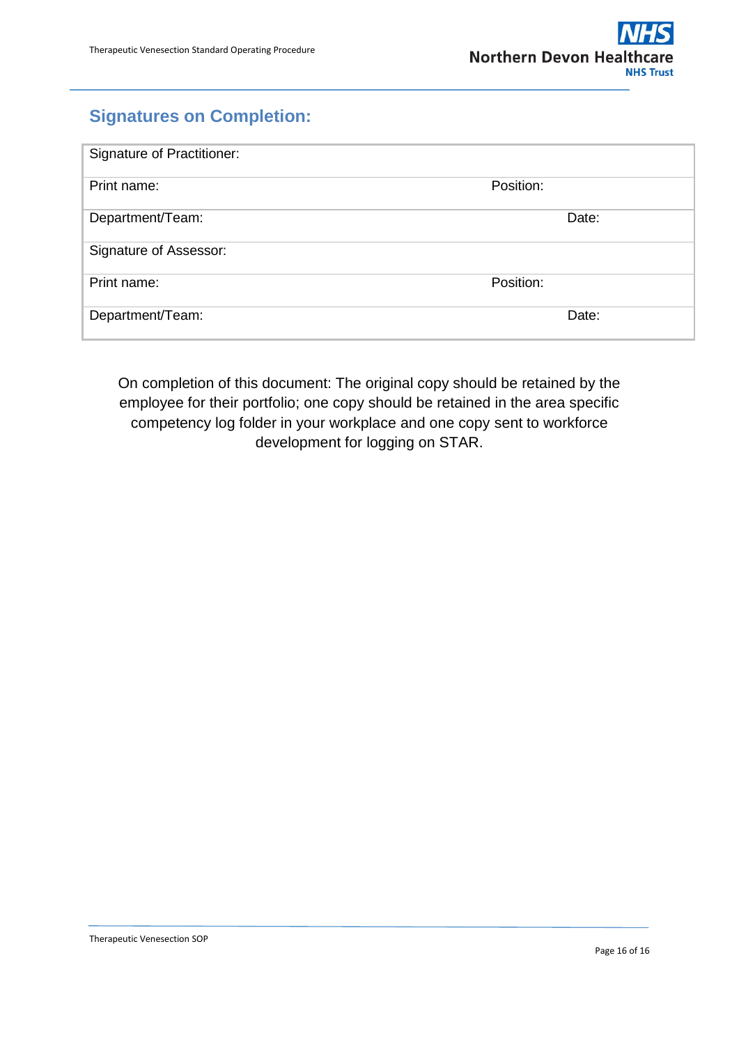## Signatures on Completion:

| | |
|---|---|
| Signature of Practitioner: | |
| Print name: | Position: |
| Department/Team: | Date: |
| Signature of Assessor: | |
| Print name: | Position: |
| Department/Team: | Date: |

On completion of this document: The original copy should be retained by the employee for their portfolio; one copy should be retained in the area specific competency log folder in your workplace and one copy sent to workforce development for logging on STAR.